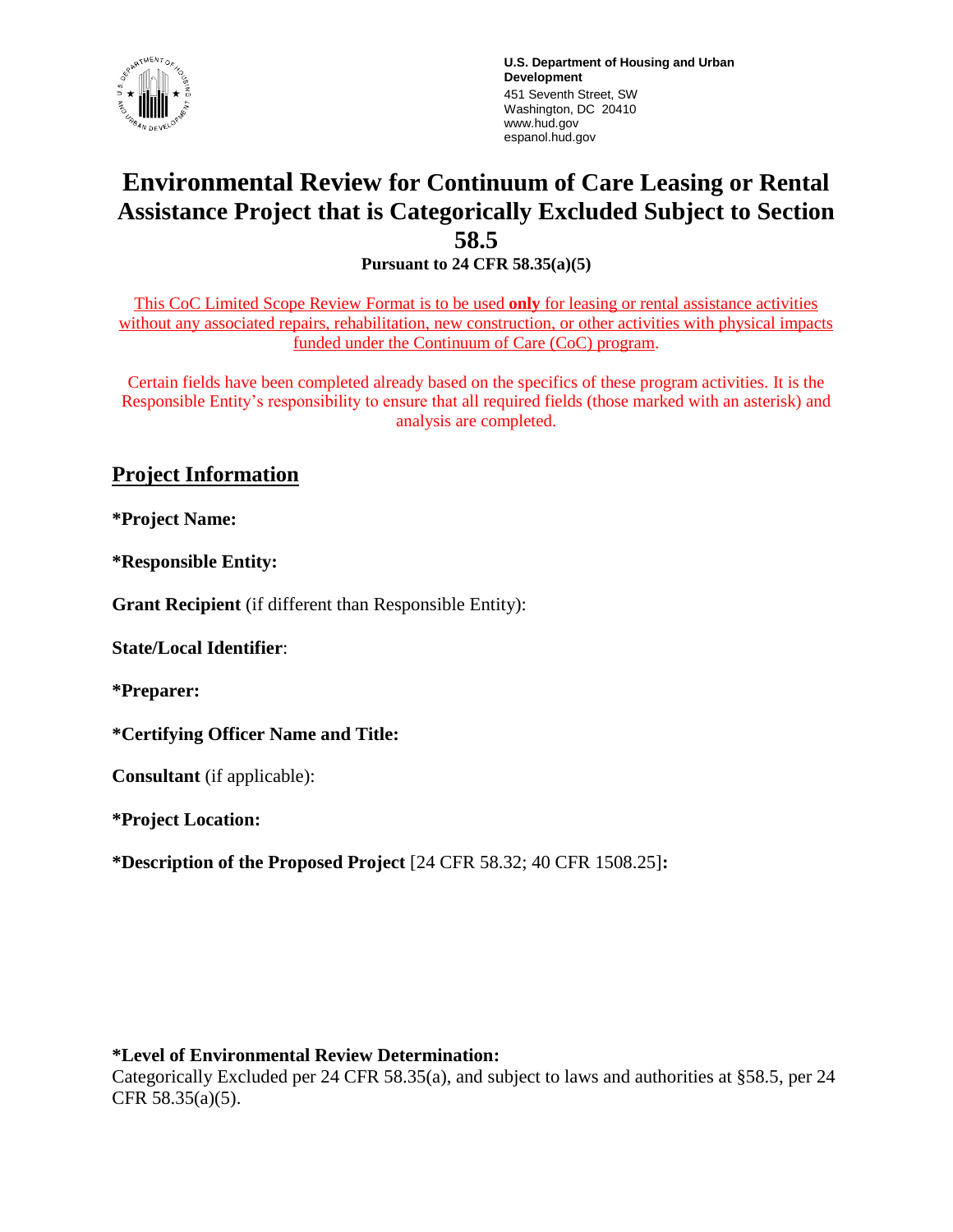U.S. Department of Housing and Urban Development
451 Seventh Street, SW
Washington, DC 20410
www.hud.gov
espanol.hud.gov

# Environmental Review for Continuum of Care Leasing or Rental Assistance Project that is Categorically Excluded Subject to Section 58.5

**Pursuant to 24 CFR 58.35(a)(5)**

This CoC Limited Scope Review Format is to be used **only** for leasing or rental assistance activities without any associated repairs, rehabilitation, new construction, or other activities with physical impacts funded under the Continuum of Care (CoC) program.

Certain fields have been completed already based on the specifics of these program activities. It is the Responsible Entity's responsibility to ensure that all required fields (those marked with an asterisk) and analysis are completed.

## Project Information

**\*Project Name:**

**\*Responsible Entity:**

**Grant Recipient** (if different than Responsible Entity):

**State/Local Identifier**:

**\*Preparer:**

**\*Certifying Officer Name and Title:**

**Consultant** (if applicable):

**\*Project Location:**

**\*Description of the Proposed Project** [24 CFR 58.32; 40 CFR 1508.25]**:**

**\*Level of Environmental Review Determination:**
Categorically Excluded per 24 CFR 58.35(a), and subject to laws and authorities at §58.5, per 24 CFR 58.35(a)(5).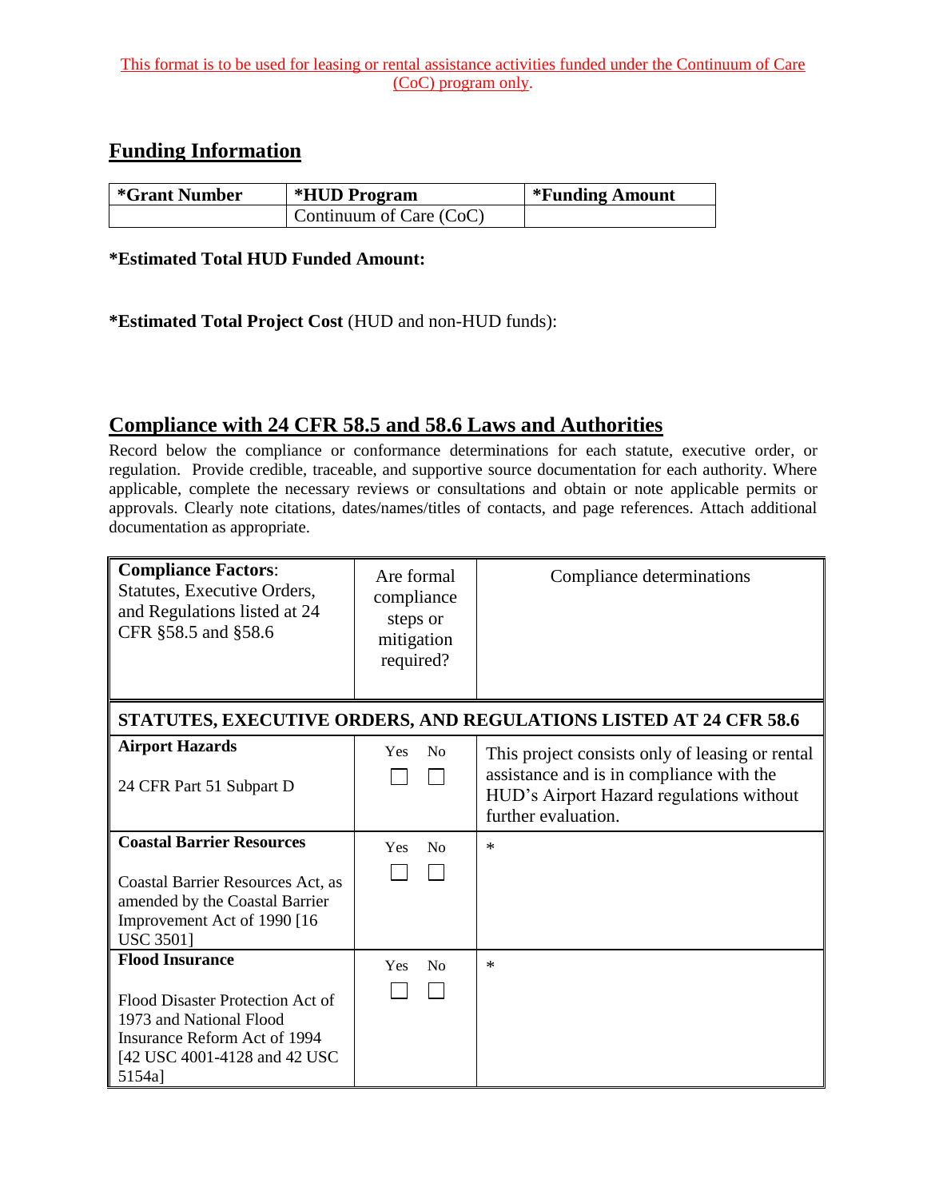This format is to be used for leasing or rental assistance activities funded under the Continuum of Care (CoC) program only.

## Funding Information

| *Grant Number | *HUD Program | *Funding Amount |
|---|---|---|
| | Continuum of Care (CoC) | |

**\*Estimated Total HUD Funded Amount:**

**\*Estimated Total Project Cost** (HUD and non-HUD funds):

## Compliance with 24 CFR 58.5 and 58.6 Laws and Authorities

Record below the compliance or conformance determinations for each statute, executive order, or regulation. Provide credible, traceable, and supportive source documentation for each authority. Where applicable, complete the necessary reviews or consultations and obtain or note applicable permits or approvals. Clearly note citations, dates/names/titles of contacts, and page references. Attach additional documentation as appropriate.

| **Compliance Factors**: Statutes, Executive Orders, and Regulations listed at 24 CFR §58.5 and §58.6 | Are formal compliance steps or mitigation required? | Compliance determinations |
|---|---|---|
| **STATUTES, EXECUTIVE ORDERS, AND REGULATIONS LISTED AT 24 CFR 58.6** | | |
| **Airport Hazards**<br><br>24 CFR Part 51 Subpart D | Yes ☐ No ☐ | This project consists only of leasing or rental assistance and is in compliance with the HUD's Airport Hazard regulations without further evaluation. |
| **Coastal Barrier Resources**<br><br>Coastal Barrier Resources Act, as amended by the Coastal Barrier Improvement Act of 1990 [16 USC 3501] | Yes ☐ No ☐ | * |
| **Flood Insurance**<br><br>Flood Disaster Protection Act of 1973 and National Flood Insurance Reform Act of 1994 [42 USC 4001-4128 and 42 USC 5154a] | Yes ☐ No ☐ | * |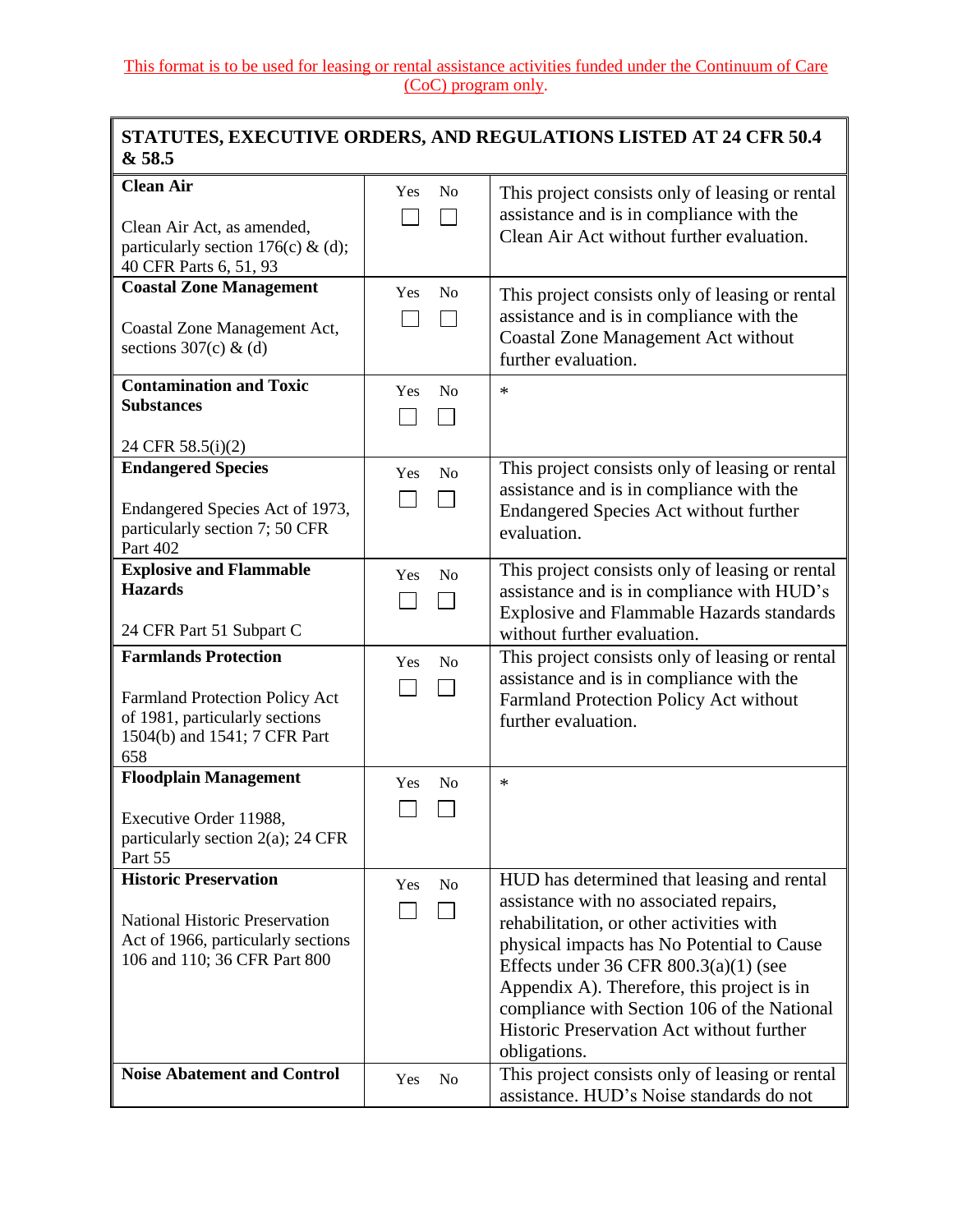This format is to be used for leasing or rental assistance activities funded under the Continuum of Care (CoC) program only.

| STATUTES, EXECUTIVE ORDERS, AND REGULATIONS LISTED AT 24 CFR 50.4 & 58.5 | | |
|---|---|---|
| **Clean Air**<br><br>Clean Air Act, as amended, particularly section 176(c) & (d); 40 CFR Parts 6, 51, 93 | Yes ☐ No ☐ | This project consists only of leasing or rental assistance and is in compliance with the Clean Air Act without further evaluation. |
| **Coastal Zone Management**<br><br>Coastal Zone Management Act, sections 307(c) & (d) | Yes ☐ No ☐ | This project consists only of leasing or rental assistance and is in compliance with the Coastal Zone Management Act without further evaluation. |
| **Contamination and Toxic Substances**<br><br>24 CFR 58.5(i)(2) | Yes ☐ No ☐ | * |
| **Endangered Species**<br><br>Endangered Species Act of 1973, particularly section 7; 50 CFR Part 402 | Yes ☐ No ☐ | This project consists only of leasing or rental assistance and is in compliance with the Endangered Species Act without further evaluation. |
| **Explosive and Flammable Hazards**<br><br>24 CFR Part 51 Subpart C | Yes ☐ No ☐ | This project consists only of leasing or rental assistance and is in compliance with HUD's Explosive and Flammable Hazards standards without further evaluation. |
| **Farmlands Protection**<br><br>Farmland Protection Policy Act of 1981, particularly sections 1504(b) and 1541; 7 CFR Part 658 | Yes ☐ No ☐ | This project consists only of leasing or rental assistance and is in compliance with the Farmland Protection Policy Act without further evaluation. |
| **Floodplain Management**<br><br>Executive Order 11988, particularly section 2(a); 24 CFR Part 55 | Yes ☐ No ☐ | * |
| **Historic Preservation**<br><br>National Historic Preservation Act of 1966, particularly sections 106 and 110; 36 CFR Part 800 | Yes ☐ No ☐ | HUD has determined that leasing and rental assistance with no associated repairs, rehabilitation, or other activities with physical impacts has No Potential to Cause Effects under 36 CFR 800.3(a)(1) (see Appendix A). Therefore, this project is in compliance with Section 106 of the National Historic Preservation Act without further obligations. |
| **Noise Abatement and Control** | Yes No | This project consists only of leasing or rental assistance. HUD's Noise standards do not |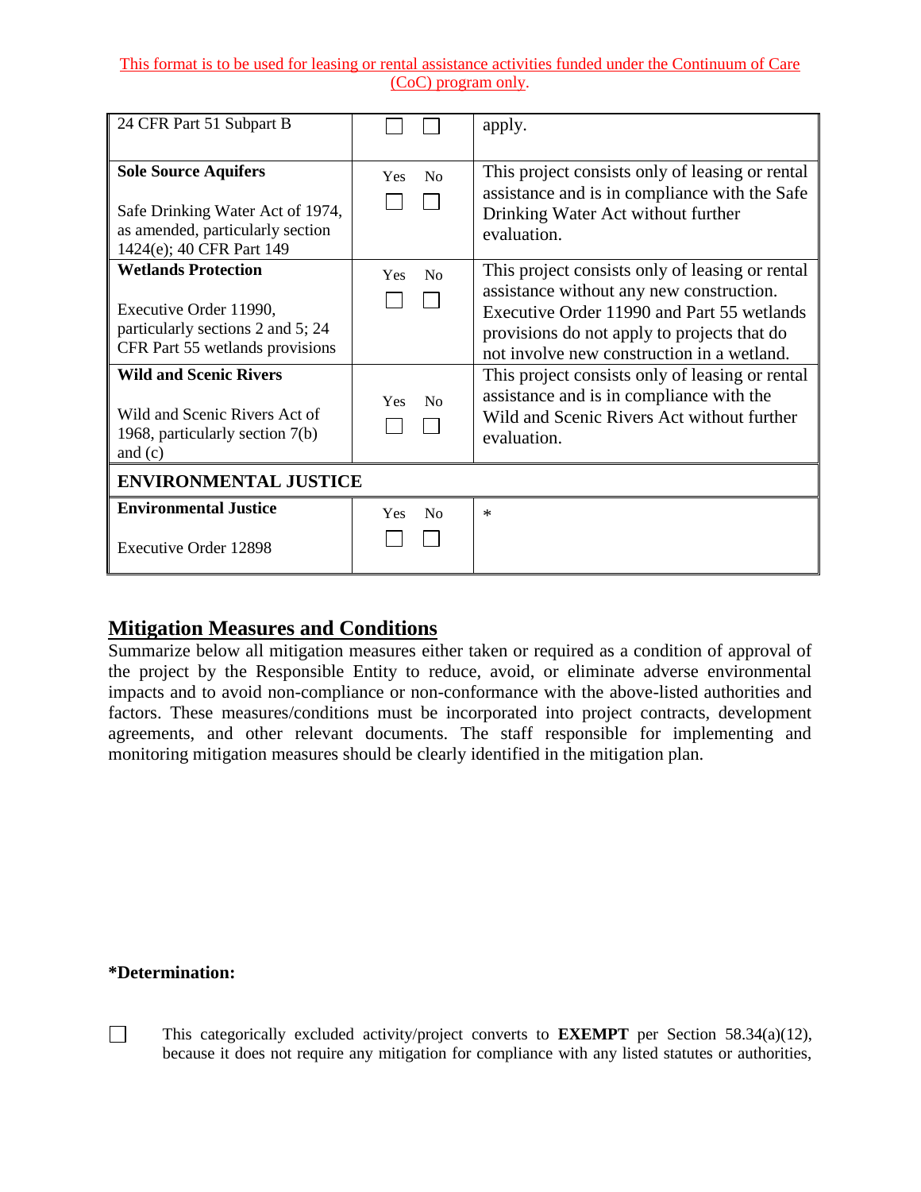This format is to be used for leasing or rental assistance activities funded under the Continuum of Care (CoC) program only.

| | | |
|---|---|---|
| 24 CFR Part 51 Subpart B | ☐ ☐ | apply. |
| **Sole Source Aquifers**<br><br>Safe Drinking Water Act of 1974, as amended, particularly section 1424(e); 40 CFR Part 149 | Yes No<br>☐ ☐ | This project consists only of leasing or rental assistance and is in compliance with the Safe Drinking Water Act without further evaluation. |
| **Wetlands Protection**<br><br>Executive Order 11990, particularly sections 2 and 5; 24 CFR Part 55 wetlands provisions | Yes No<br>☐ ☐ | This project consists only of leasing or rental assistance without any new construction. Executive Order 11990 and Part 55 wetlands provisions do not apply to projects that do not involve new construction in a wetland. |
| **Wild and Scenic Rivers**<br><br>Wild and Scenic Rivers Act of 1968, particularly section 7(b) and (c) | Yes No<br>☐ ☐ | This project consists only of leasing or rental assistance and is in compliance with the Wild and Scenic Rivers Act without further evaluation. |
| **ENVIRONMENTAL JUSTICE** | | |
| **Environmental Justice**<br><br>Executive Order 12898 | Yes No<br>☐ ☐ | * |

## Mitigation Measures and Conditions

Summarize below all mitigation measures either taken or required as a condition of approval of the project by the Responsible Entity to reduce, avoid, or eliminate adverse environmental impacts and to avoid non-compliance or non-conformance with the above-listed authorities and factors. These measures/conditions must be incorporated into project contracts, development agreements, and other relevant documents. The staff responsible for implementing and monitoring mitigation measures should be clearly identified in the mitigation plan.

**\*Determination:**

☐ This categorically excluded activity/project converts to **EXEMPT** per Section 58.34(a)(12), because it does not require any mitigation for compliance with any listed statutes or authorities,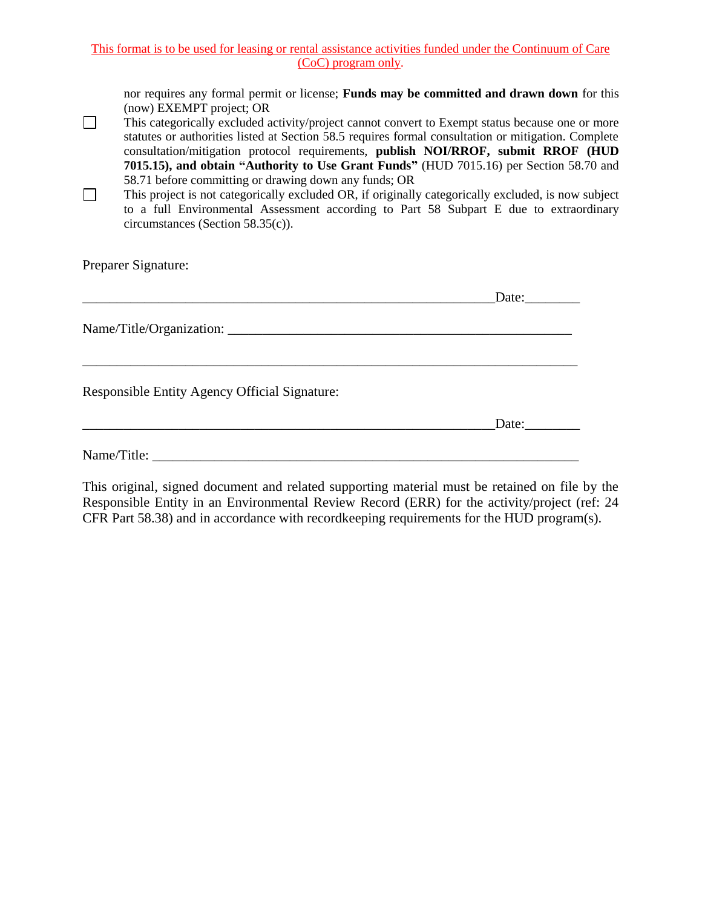This format is to be used for leasing or rental assistance activities funded under the Continuum of Care (CoC) program only.

nor requires any formal permit or license; **Funds may be committed and drawn down** for this (now) EXEMPT project; OR

☐ This categorically excluded activity/project cannot convert to Exempt status because one or more statutes or authorities listed at Section 58.5 requires formal consultation or mitigation. Complete consultation/mitigation protocol requirements, **publish NOI/RROF, submit RROF (HUD 7015.15), and obtain "Authority to Use Grant Funds"** (HUD 7015.16) per Section 58.70 and 58.71 before committing or drawing down any funds; OR

☐ This project is not categorically excluded OR, if originally categorically excluded, is now subject to a full Environmental Assessment according to Part 58 Subpart E due to extraordinary circumstances (Section 58.35(c)).

Preparer Signature:

______________________________________________________________Date:________

Name/Title/Organization: ___________________________________________________

__________________________________________________________________________

Responsible Entity Agency Official Signature:

______________________________________________________________Date:________

Name/Title: _________________________________________________________________

This original, signed document and related supporting material must be retained on file by the Responsible Entity in an Environmental Review Record (ERR) for the activity/project (ref: 24 CFR Part 58.38) and in accordance with recordkeeping requirements for the HUD program(s).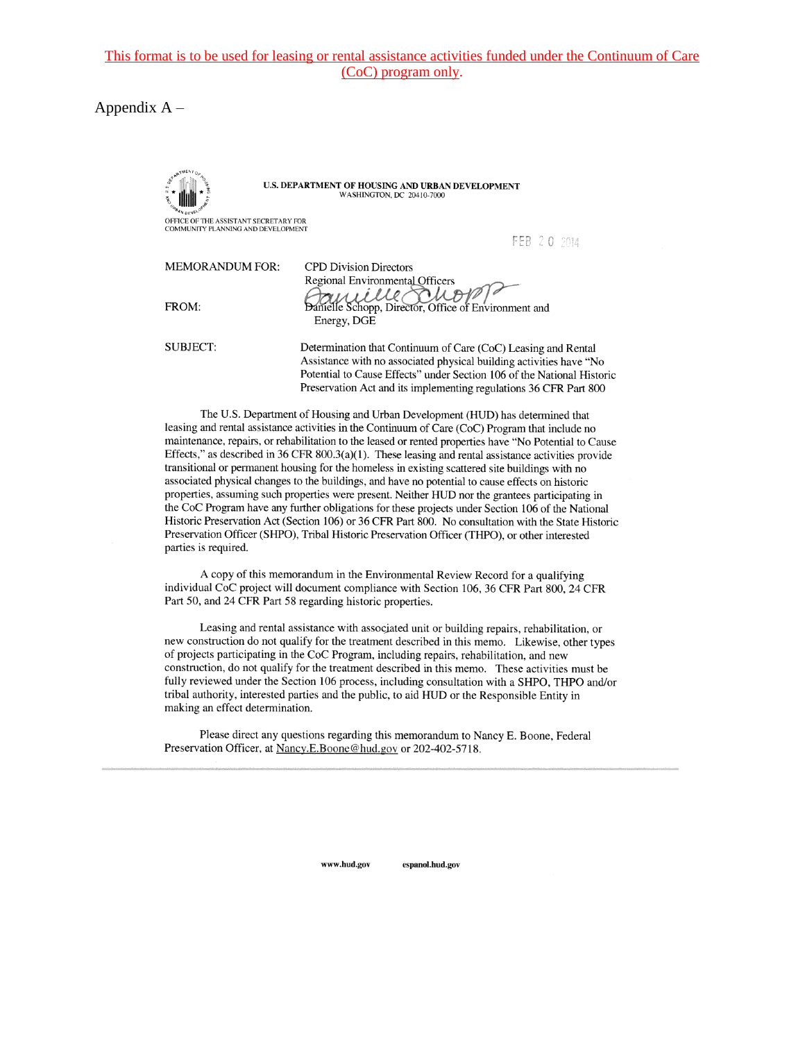This format is to be used for leasing or rental assistance activities funded under the Continuum of Care (CoC) program only.

Appendix A –

**U.S. DEPARTMENT OF HOUSING AND URBAN DEVELOPMENT**
WASHINGTON, DC 20410-7000

OFFICE OF THE ASSISTANT SECRETARY FOR COMMUNITY PLANNING AND DEVELOPMENT

FEB 20 2014

MEMORANDUM FOR: CPD Division Directors
Regional Environmental Officers

FROM: Danielle Schopp, Director, Office of Environment and Energy, DGE

SUBJECT: Determination that Continuum of Care (CoC) Leasing and Rental Assistance with no associated physical building activities have "No Potential to Cause Effects" under Section 106 of the National Historic Preservation Act and its implementing regulations 36 CFR Part 800

The U.S. Department of Housing and Urban Development (HUD) has determined that leasing and rental assistance activities in the Continuum of Care (CoC) Program that include no maintenance, repairs, or rehabilitation to the leased or rented properties have "No Potential to Cause Effects," as described in 36 CFR 800.3(a)(1). These leasing and rental assistance activities provide transitional or permanent housing for the homeless in existing scattered site buildings with no associated physical changes to the buildings, and have no potential to cause effects on historic properties, assuming such properties were present. Neither HUD nor the grantees participating in the CoC Program have any further obligations for these projects under Section 106 of the National Historic Preservation Act (Section 106) or 36 CFR Part 800. No consultation with the State Historic Preservation Officer (SHPO), Tribal Historic Preservation Officer (THPO), or other interested parties is required.

A copy of this memorandum in the Environmental Review Record for a qualifying individual CoC project will document compliance with Section 106, 36 CFR Part 800, 24 CFR Part 50, and 24 CFR Part 58 regarding historic properties.

Leasing and rental assistance with associated unit or building repairs, rehabilitation, or new construction do not qualify for the treatment described in this memo. Likewise, other types of projects participating in the CoC Program, including repairs, rehabilitation, and new construction, do not qualify for the treatment described in this memo. These activities must be fully reviewed under the Section 106 process, including consultation with a SHPO, THPO and/or tribal authority, interested parties and the public, to aid HUD or the Responsible Entity in making an effect determination.

Please direct any questions regarding this memorandum to Nancy E. Boone, Federal Preservation Officer, at Nancy.E.Boone@hud.gov or 202-402-5718.

www.hud.gov espanol.hud.gov